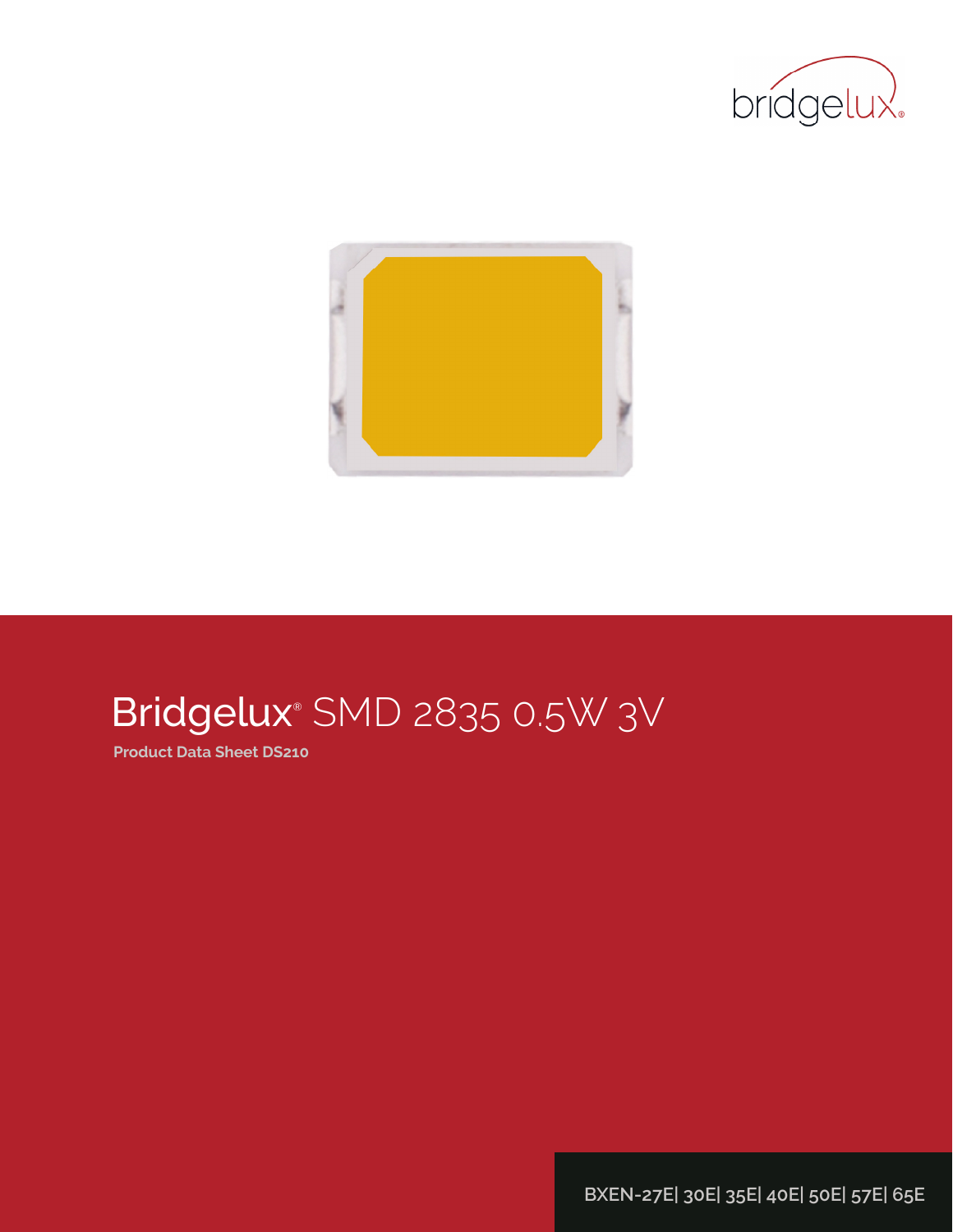bridgelux®

# Bridgelux® SMD 2835 0.5W 3V

**Product Data Sheet DS210**

BXEN-27E| 30E| 35E| 40E| 50E| 57E| 65E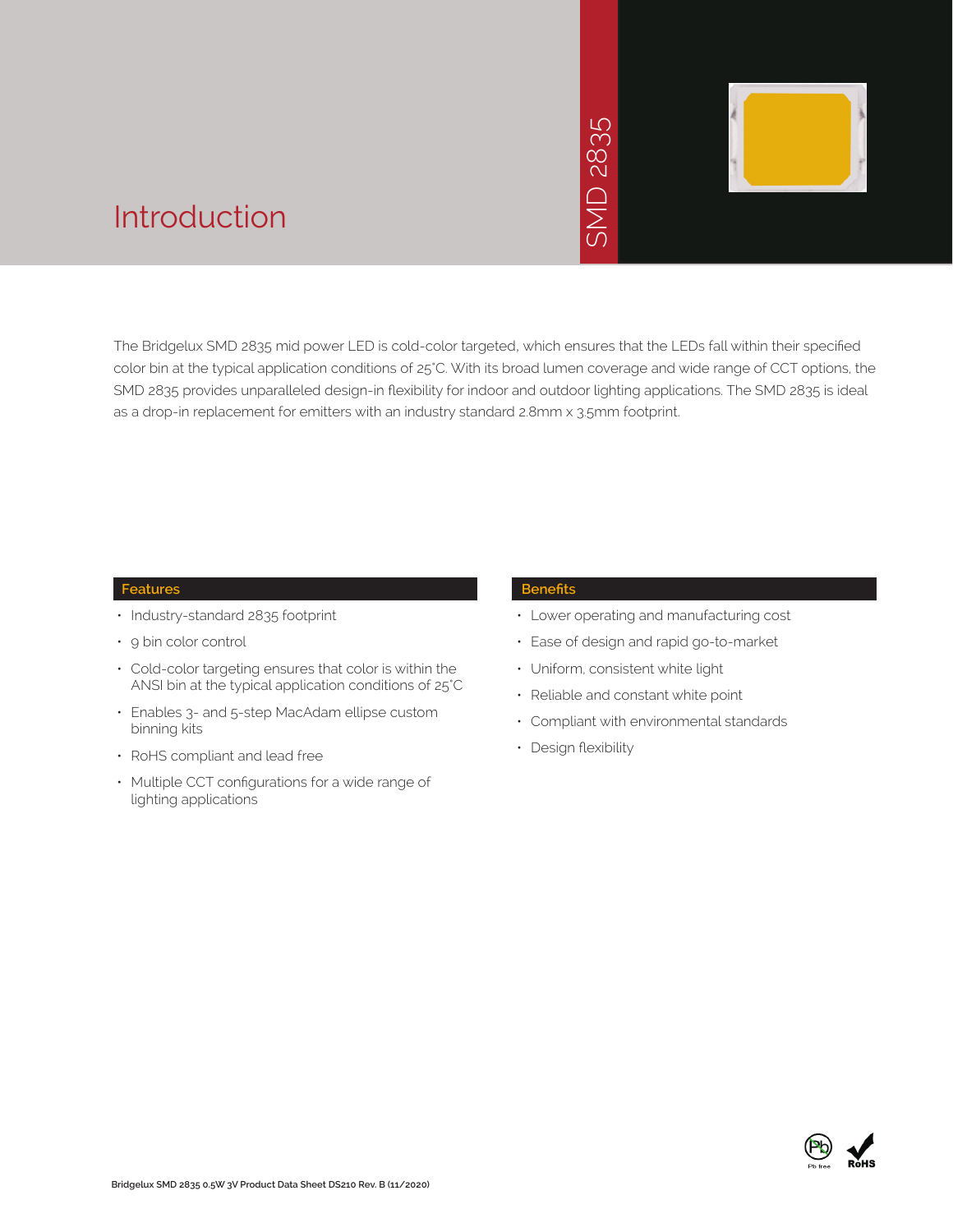# Introduction

SMD 2835

The Bridgelux SMD 2835 mid power LED is cold-color targeted, which ensures that the LEDs fall within their specified color bin at the typical application conditions of 25°C. With its broad lumen coverage and wide range of CCT options, the SMD 2835 provides unparalleled design-in flexibility for indoor and outdoor lighting applications. The SMD 2835 is ideal as a drop-in replacement for emitters with an industry standard 2.8mm x 3.5mm footprint.

### Features

- Industry-standard 2835 footprint
- 9 bin color control
- Cold-color targeting ensures that color is within the ANSI bin at the typical application conditions of 25°C
- Enables 3- and 5-step MacAdam ellipse custom binning kits
- RoHS compliant and lead free
- Multiple CCT configurations for a wide range of lighting applications

### Benefits

- Lower operating and manufacturing cost
- Ease of design and rapid go-to-market
- Uniform, consistent white light
- Reliable and constant white point
- Compliant with environmental standards
- Design flexibility

Pb free RoHS

Bridgelux SMD 2835 0.5W 3V Product Data Sheet DS210 Rev. B (11/2020)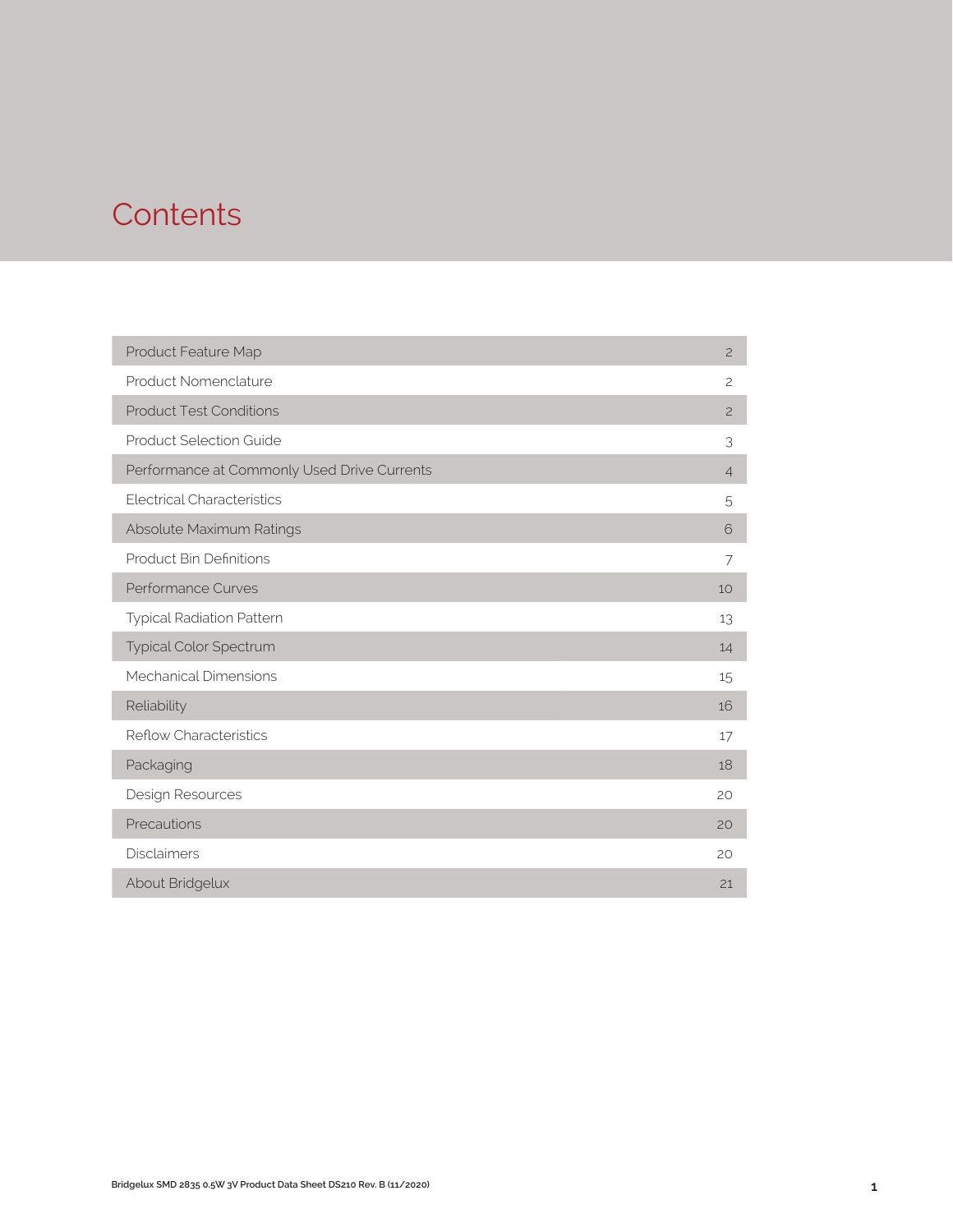# Contents

| | |
|---|---|
| Product Feature Map | 2 |
| Product Nomenclature | 2 |
| Product Test Conditions | 2 |
| Product Selection Guide | 3 |
| Performance at Commonly Used Drive Currents | 4 |
| Electrical Characteristics | 5 |
| Absolute Maximum Ratings | 6 |
| Product Bin Definitions | 7 |
| Performance Curves | 10 |
| Typical Radiation Pattern | 13 |
| Typical Color Spectrum | 14 |
| Mechanical Dimensions | 15 |
| Reliability | 16 |
| Reflow Characteristics | 17 |
| Packaging | 18 |
| Design Resources | 20 |
| Precautions | 20 |
| Disclaimers | 20 |
| About Bridgelux | 21 |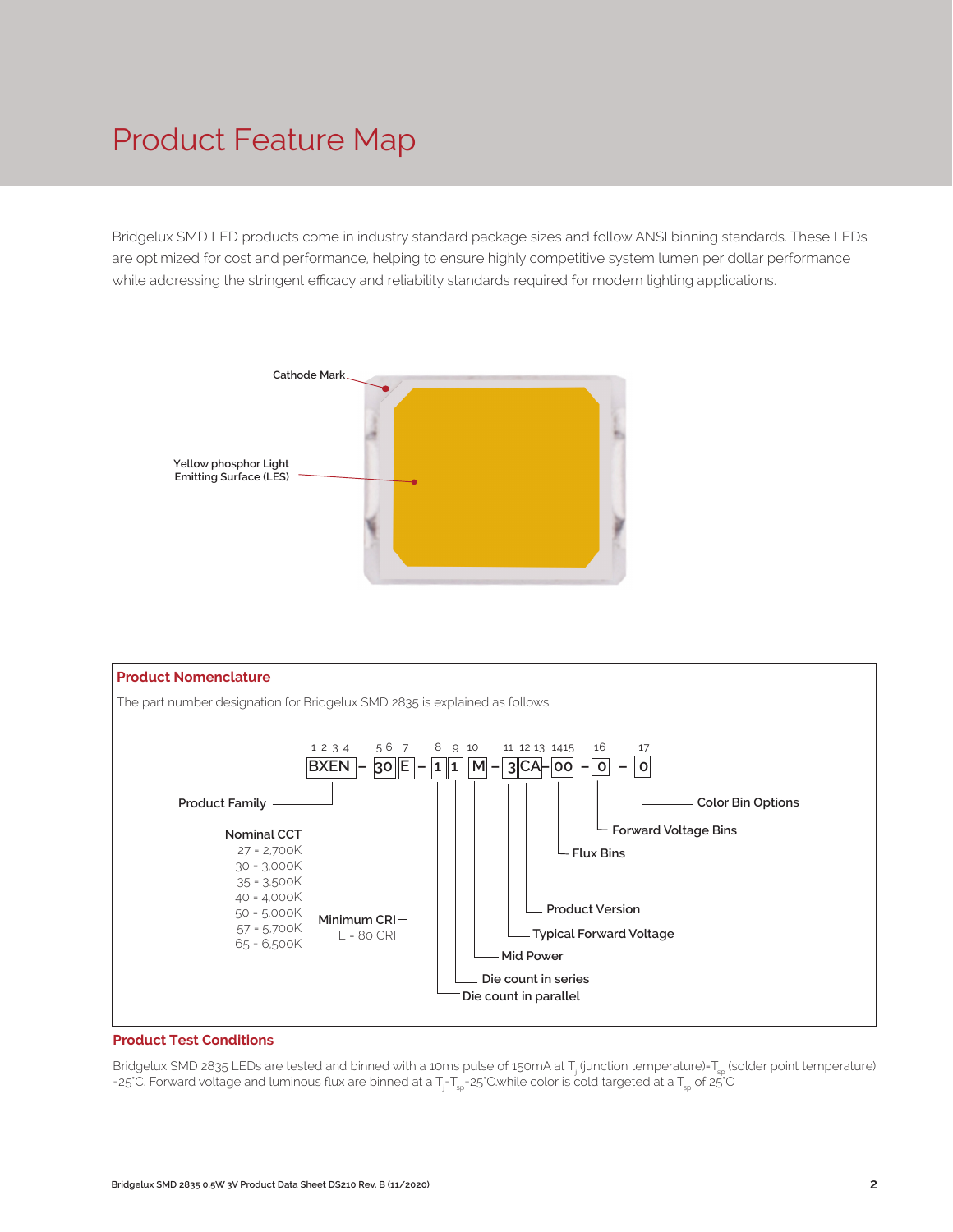# Product Feature Map

Bridgelux SMD LED products come in industry standard package sizes and follow ANSI binning standards. These LEDs are optimized for cost and performance, helping to ensure highly competitive system lumen per dollar performance while addressing the stringent efficacy and reliability standards required for modern lighting applications.

Cathode Mark

Yellow phosphor Light Emitting Surface (LES)

## Product Nomenclature

The part number designation for Bridgelux SMD 2835 is explained as follows:

| Position | Value | Meaning |
|---|---|---|
| 1 2 3 4 | BXEN | Product Family |
| 5 6 | 30 | Nominal CCT |
| 7 | E | Minimum CRI |
| 8 | 1 | Die count in parallel |
| 9 | 1 | Die count in series |
| 10 | M | Mid Power |
| 11 | 3 | Typical Forward Voltage |
| 12 13 | CA | Product Version |
| 14 15 | 00 | Flux Bins |
| 16 | 0 | Forward Voltage Bins |
| 17 | 0 | Color Bin Options |

BXEN – 30 E – 1 1 M – 3 CA – 00 – 0 – 0

Nominal CCT
- 27 = 2,700K
- 30 = 3,000K
- 35 = 3,500K
- 40 = 4,000K
- 50 = 5,000K
- 57 = 5,700K
- 65 = 6,500K

Minimum CRI
- E = 80 CRI

## Product Test Conditions

Bridgelux SMD 2835 LEDs are tested and binned with a 10ms pulse of 150mA at $T_j$ (junction temperature)=$T_{sp}$ (solder point temperature) =25°C. Forward voltage and luminous flux are binned at a $T_j$=$T_{sp}$=25°C while color is cold targeted at a $T_{sp}$ of 25°C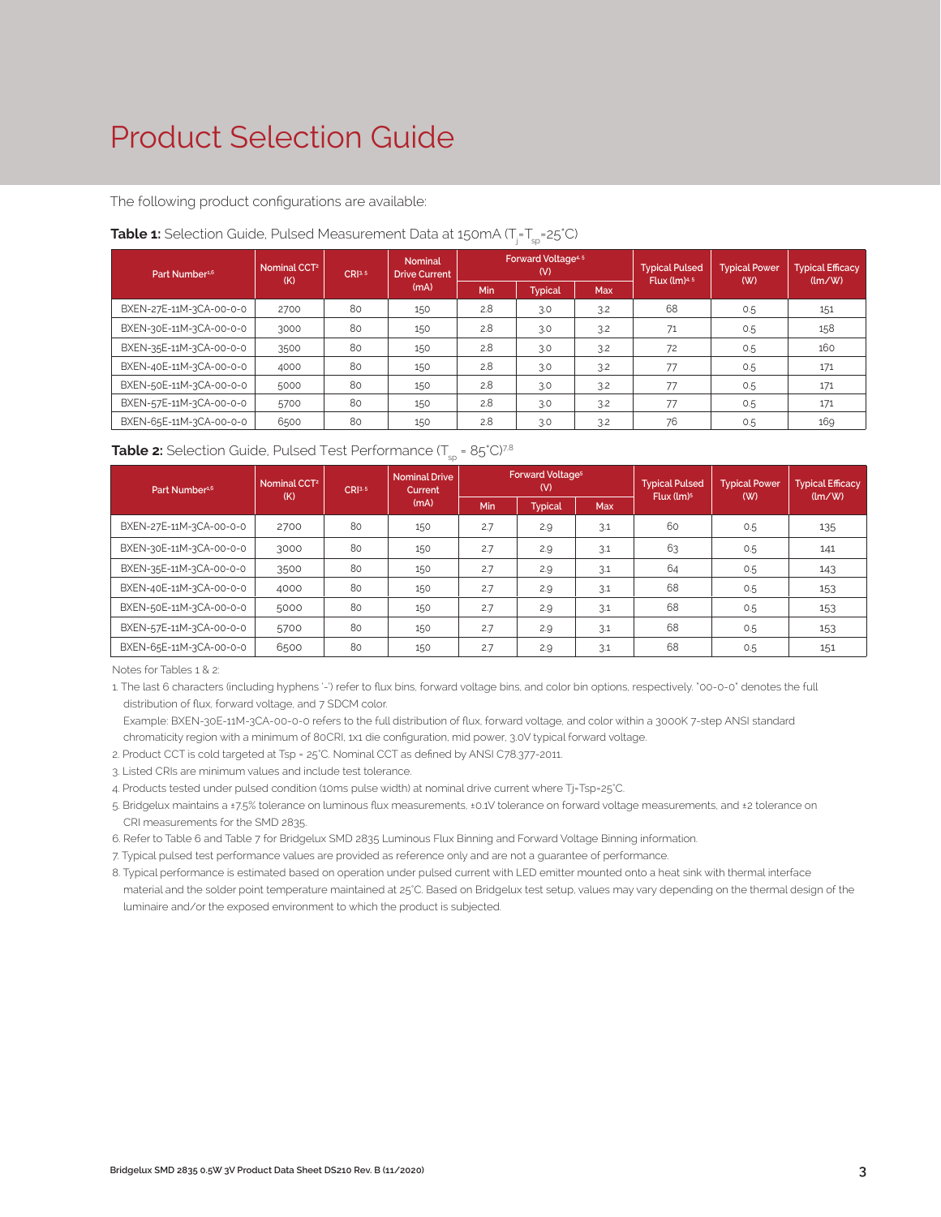# Product Selection Guide

The following product configurations are available:

**Table 1:** Selection Guide, Pulsed Measurement Data at 150mA ($T_j$=$T_{sp}$=25°C)

| Part Number[1,6] | Nominal CCT[2] (K) | CRI[3,5] | Nominal Drive Current (mA) | Forward Voltage[4,5] (V) | | | Typical Pulsed Flux (lm)[4,5] | Typical Power (W) | Typical Efficacy (lm/W) |
|---|---|---|---|---|---|---|---|---|---|
| | | | | Min | Typical | Max | | | |
| BXEN-27E-11M-3CA-00-0-0 | 2700 | 80 | 150 | 2.8 | 3.0 | 3.2 | 68 | 0.5 | 151 |
| BXEN-30E-11M-3CA-00-0-0 | 3000 | 80 | 150 | 2.8 | 3.0 | 3.2 | 71 | 0.5 | 158 |
| BXEN-35E-11M-3CA-00-0-0 | 3500 | 80 | 150 | 2.8 | 3.0 | 3.2 | 72 | 0.5 | 160 |
| BXEN-40E-11M-3CA-00-0-0 | 4000 | 80 | 150 | 2.8 | 3.0 | 3.2 | 77 | 0.5 | 171 |
| BXEN-50E-11M-3CA-00-0-0 | 5000 | 80 | 150 | 2.8 | 3.0 | 3.2 | 77 | 0.5 | 171 |
| BXEN-57E-11M-3CA-00-0-0 | 5700 | 80 | 150 | 2.8 | 3.0 | 3.2 | 77 | 0.5 | 171 |
| BXEN-65E-11M-3CA-00-0-0 | 6500 | 80 | 150 | 2.8 | 3.0 | 3.2 | 76 | 0.5 | 169 |

**Table 2:** Selection Guide, Pulsed Test Performance ($T_{sp}$ = 85°C)[7,8]

| Part Number[1,6] | Nominal CCT[2] (K) | CRI[3,5] | Nominal Drive Current (mA) | Forward Voltage[5] (V) | | | Typical Pulsed Flux (lm)[5] | Typical Power (W) | Typical Efficacy (lm/W) |
|---|---|---|---|---|---|---|---|---|---|
| | | | | Min | Typical | Max | | | |
| BXEN-27E-11M-3CA-00-0-0 | 2700 | 80 | 150 | 2.7 | 2.9 | 3.1 | 60 | 0.5 | 135 |
| BXEN-30E-11M-3CA-00-0-0 | 3000 | 80 | 150 | 2.7 | 2.9 | 3.1 | 63 | 0.5 | 141 |
| BXEN-35E-11M-3CA-00-0-0 | 3500 | 80 | 150 | 2.7 | 2.9 | 3.1 | 64 | 0.5 | 143 |
| BXEN-40E-11M-3CA-00-0-0 | 4000 | 80 | 150 | 2.7 | 2.9 | 3.1 | 68 | 0.5 | 153 |
| BXEN-50E-11M-3CA-00-0-0 | 5000 | 80 | 150 | 2.7 | 2.9 | 3.1 | 68 | 0.5 | 153 |
| BXEN-57E-11M-3CA-00-0-0 | 5700 | 80 | 150 | 2.7 | 2.9 | 3.1 | 68 | 0.5 | 153 |
| BXEN-65E-11M-3CA-00-0-0 | 6500 | 80 | 150 | 2.7 | 2.9 | 3.1 | 68 | 0.5 | 151 |

Notes for Tables 1 & 2:

1. The last 6 characters (including hyphens '-') refer to flux bins, forward voltage bins, and color bin options, respectively. "00-0-0" denotes the full distribution of flux, forward voltage, and 7 SDCM color.
   Example: BXEN-30E-11M-3CA-00-0-0 refers to the full distribution of flux, forward voltage, and color within a 3000K 7-step ANSI standard chromaticity region with a minimum of 80CRI, 1x1 die configuration, mid power, 3.0V typical forward voltage.
2. Product CCT is cold targeted at Tsp = 25°C. Nominal CCT as defined by ANSI C78.377-2011.
3. Listed CRIs are minimum values and include test tolerance.
4. Products tested under pulsed condition (10ms pulse width) at nominal drive current where Tj=Tsp=25°C.
5. Bridgelux maintains a ±7.5% tolerance on luminous flux measurements, ±0.1V tolerance on forward voltage measurements, and ±2 tolerance on CRI measurements for the SMD 2835.
6. Refer to Table 6 and Table 7 for Bridgelux SMD 2835 Luminous Flux Binning and Forward Voltage Binning information.
7. Typical pulsed test performance values are provided as reference only and are not a guarantee of performance.
8. Typical performance is estimated based on operation under pulsed current with LED emitter mounted onto a heat sink with thermal interface material and the solder point temperature maintained at 25°C. Based on Bridgelux test setup, values may vary depending on the thermal design of the luminaire and/or the exposed environment to which the product is subjected.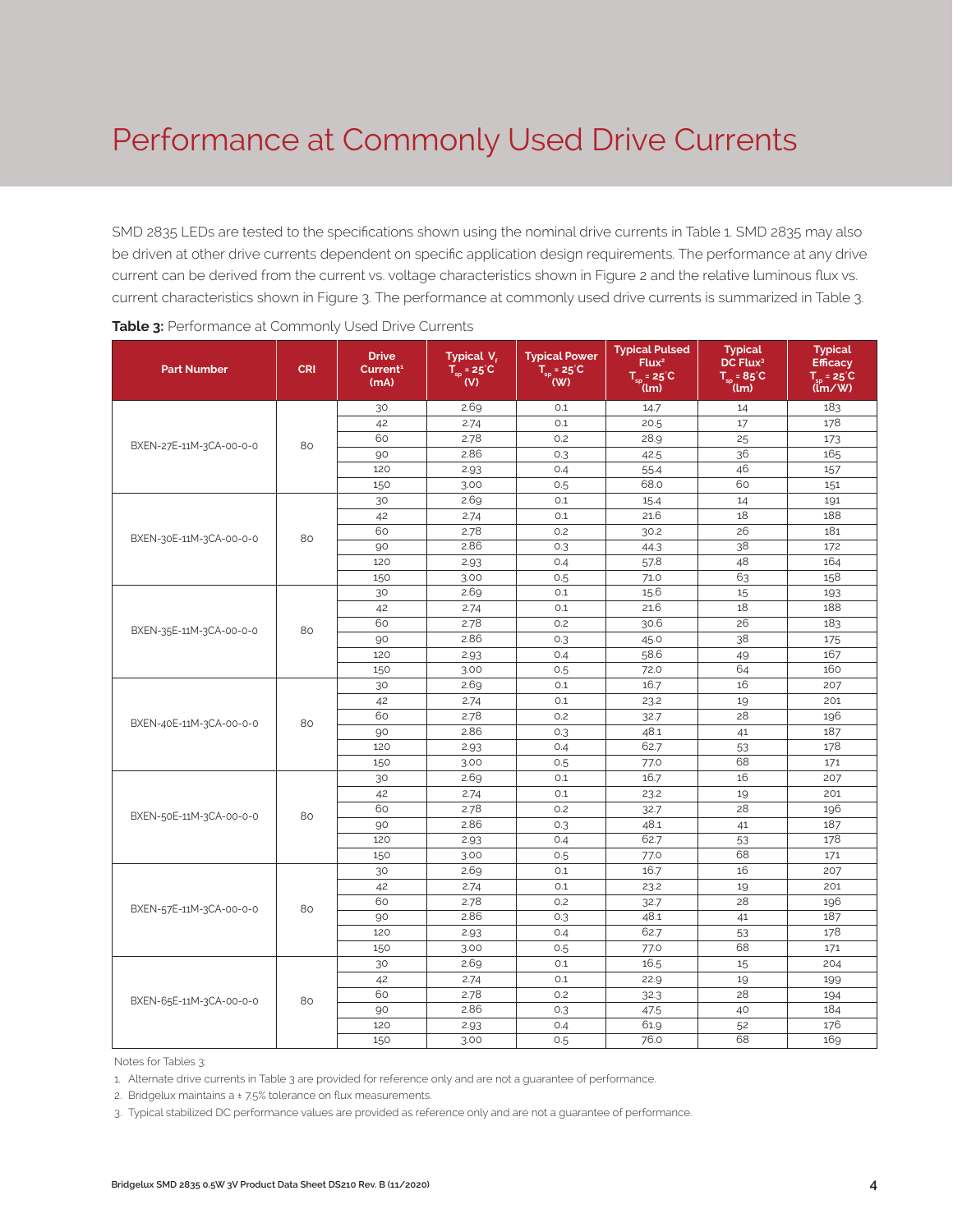# Performance at Commonly Used Drive Currents

SMD 2835 LEDs are tested to the specifications shown using the nominal drive currents in Table 1. SMD 2835 may also be driven at other drive currents dependent on specific application design requirements. The performance at any drive current can be derived from the current vs. voltage characteristics shown in Figure 2 and the relative luminous flux vs. current characteristics shown in Figure 3. The performance at commonly used drive currents is summarized in Table 3.

**Table 3:** Performance at Commonly Used Drive Currents

| Part Number | CRI | Drive Current[1] (mA) | Typical $V_f$ $T_{sp}$ = 25°C (V) | Typical Power $T_{sp}$ = 25°C (W) | Typical Pulsed Flux[2] $T_{sp}$ = 25°C (lm) | Typical DC Flux[3] $T_{sp}$ = 85°C (lm) | Typical Efficacy $T_{sp}$ = 25°C (lm/W) |
|---|---|---|---|---|---|---|---|
| BXEN-27E-11M-3CA-00-0-0 | 80 | 30 | 2.69 | 0.1 | 14.7 | 14 | 183 |
| | | 42 | 2.74 | 0.1 | 20.5 | 17 | 178 |
| | | 60 | 2.78 | 0.2 | 28.9 | 25 | 173 |
| | | 90 | 2.86 | 0.3 | 42.5 | 36 | 165 |
| | | 120 | 2.93 | 0.4 | 55.4 | 46 | 157 |
| | | 150 | 3.00 | 0.5 | 68.0 | 60 | 151 |
| BXEN-30E-11M-3CA-00-0-0 | 80 | 30 | 2.69 | 0.1 | 15.4 | 14 | 191 |
| | | 42 | 2.74 | 0.1 | 21.6 | 18 | 188 |
| | | 60 | 2.78 | 0.2 | 30.2 | 26 | 181 |
| | | 90 | 2.86 | 0.3 | 44.3 | 38 | 172 |
| | | 120 | 2.93 | 0.4 | 57.8 | 48 | 164 |
| | | 150 | 3.00 | 0.5 | 71.0 | 63 | 158 |
| BXEN-35E-11M-3CA-00-0-0 | 80 | 30 | 2.69 | 0.1 | 15.6 | 15 | 193 |
| | | 42 | 2.74 | 0.1 | 21.6 | 18 | 188 |
| | | 60 | 2.78 | 0.2 | 30.6 | 26 | 183 |
| | | 90 | 2.86 | 0.3 | 45.0 | 38 | 175 |
| | | 120 | 2.93 | 0.4 | 58.6 | 49 | 167 |
| | | 150 | 3.00 | 0.5 | 72.0 | 64 | 160 |
| BXEN-40E-11M-3CA-00-0-0 | 80 | 30 | 2.69 | 0.1 | 16.7 | 16 | 207 |
| | | 42 | 2.74 | 0.1 | 23.2 | 19 | 201 |
| | | 60 | 2.78 | 0.2 | 32.7 | 28 | 196 |
| | | 90 | 2.86 | 0.3 | 48.1 | 41 | 187 |
| | | 120 | 2.93 | 0.4 | 62.7 | 53 | 178 |
| | | 150 | 3.00 | 0.5 | 77.0 | 68 | 171 |
| BXEN-50E-11M-3CA-00-0-0 | 80 | 30 | 2.69 | 0.1 | 16.7 | 16 | 207 |
| | | 42 | 2.74 | 0.1 | 23.2 | 19 | 201 |
| | | 60 | 2.78 | 0.2 | 32.7 | 28 | 196 |
| | | 90 | 2.86 | 0.3 | 48.1 | 41 | 187 |
| | | 120 | 2.93 | 0.4 | 62.7 | 53 | 178 |
| | | 150 | 3.00 | 0.5 | 77.0 | 68 | 171 |
| BXEN-57E-11M-3CA-00-0-0 | 80 | 30 | 2.69 | 0.1 | 16.7 | 16 | 207 |
| | | 42 | 2.74 | 0.1 | 23.2 | 19 | 201 |
| | | 60 | 2.78 | 0.2 | 32.7 | 28 | 196 |
| | | 90 | 2.86 | 0.3 | 48.1 | 41 | 187 |
| | | 120 | 2.93 | 0.4 | 62.7 | 53 | 178 |
| | | 150 | 3.00 | 0.5 | 77.0 | 68 | 171 |
| BXEN-65E-11M-3CA-00-0-0 | 80 | 30 | 2.69 | 0.1 | 16.5 | 15 | 204 |
| | | 42 | 2.74 | 0.1 | 22.9 | 19 | 199 |
| | | 60 | 2.78 | 0.2 | 32.3 | 28 | 194 |
| | | 90 | 2.86 | 0.3 | 47.5 | 40 | 184 |
| | | 120 | 2.93 | 0.4 | 61.9 | 52 | 176 |
| | | 150 | 3.00 | 0.5 | 76.0 | 68 | 169 |

Notes for Tables 3:

1. Alternate drive currents in Table 3 are provided for reference only and are not a guarantee of performance.
2. Bridgelux maintains a ± 7.5% tolerance on flux measurements.
3. Typical stabilized DC performance values are provided as reference only and are not a guarantee of performance.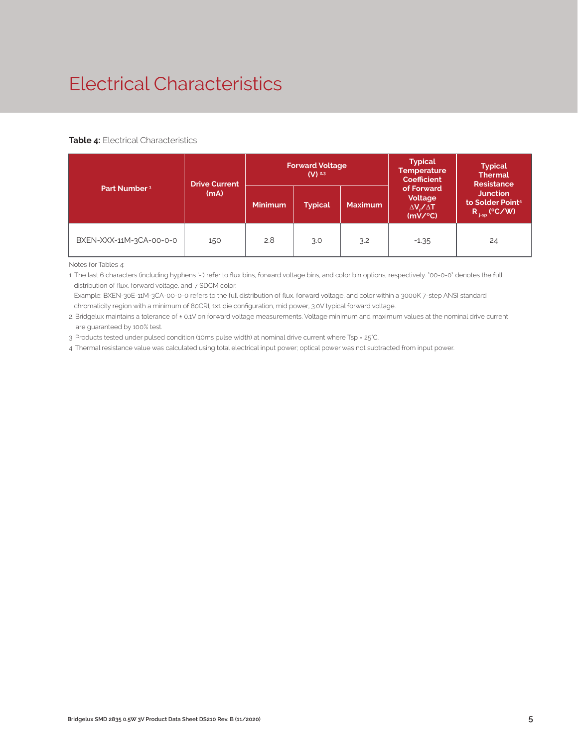# Electrical Characteristics

**Table 4:** Electrical Characteristics

| Part Number [1] | Drive Current (mA) | Forward Voltage (V) [2,3] | | | Typical Temperature Coefficient of Forward Voltage $\Delta V_f/\Delta T$ (mV/°C) | Typical Thermal Resistance Junction to Solder Point[4] $R_{j\text{-}sp}$ (°C/W) |
|---|---|---|---|---|---|---|
| | | Minimum | Typical | Maximum | | |
| BXEN-XXX-11M-3CA-00-0-0 | 150 | 2.8 | 3.0 | 3.2 | -1.35 | 24 |

Notes for Tables 4:

1. The last 6 characters (including hyphens '-') refer to flux bins, forward voltage bins, and color bin options, respectively. "00-0-0" denotes the full distribution of flux, forward voltage, and 7 SDCM color.
   Example: BXEN-30E-11M-3CA-00-0-0 refers to the full distribution of flux, forward voltage, and color within a 3000K 7-step ANSI standard chromaticity region with a minimum of 80CRI, 1x1 die configuration, mid power, 3.0V typical forward voltage.
2. Bridgelux maintains a tolerance of ± 0.1V on forward voltage measurements. Voltage minimum and maximum values at the nominal drive current are guaranteed by 100% test.
3. Products tested under pulsed condition (10ms pulse width) at nominal drive current where Tsp = 25°C.
4. Thermal resistance value was calculated using total electrical input power; optical power was not subtracted from input power.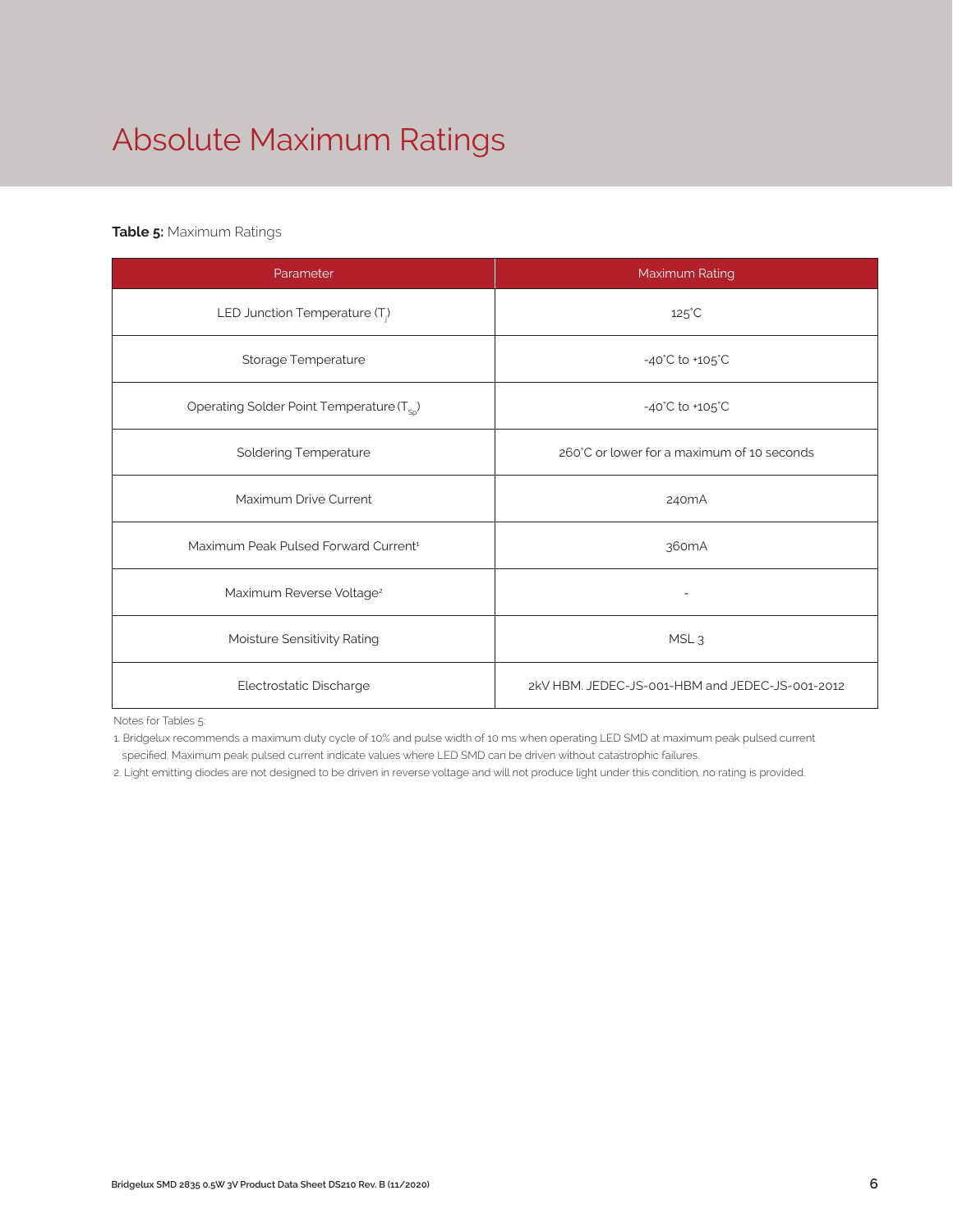# Absolute Maximum Ratings

**Table 5:** Maximum Ratings

| Parameter | Maximum Rating |
|---|---|
| LED Junction Temperature ($T_j$) | 125°C |
| Storage Temperature | -40°C to +105°C |
| Operating Solder Point Temperature ($T_{Sp}$) | -40°C to +105°C |
| Soldering Temperature | 260°C or lower for a maximum of 10 seconds |
| Maximum Drive Current | 240mA |
| Maximum Peak Pulsed Forward Current[1] | 360mA |
| Maximum Reverse Voltage[2] | - |
| Moisture Sensitivity Rating | MSL 3 |
| Electrostatic Discharge | 2kV HBM. JEDEC-JS-001-HBM and JEDEC-JS-001-2012 |

Notes for Tables 5:

1. Bridgelux recommends a maximum duty cycle of 10% and pulse width of 10 ms when operating LED SMD at maximum peak pulsed current specified. Maximum peak pulsed current indicate values where LED SMD can be driven without catastrophic failures.
2. Light emitting diodes are not designed to be driven in reverse voltage and will not produce light under this condition. no rating is provided.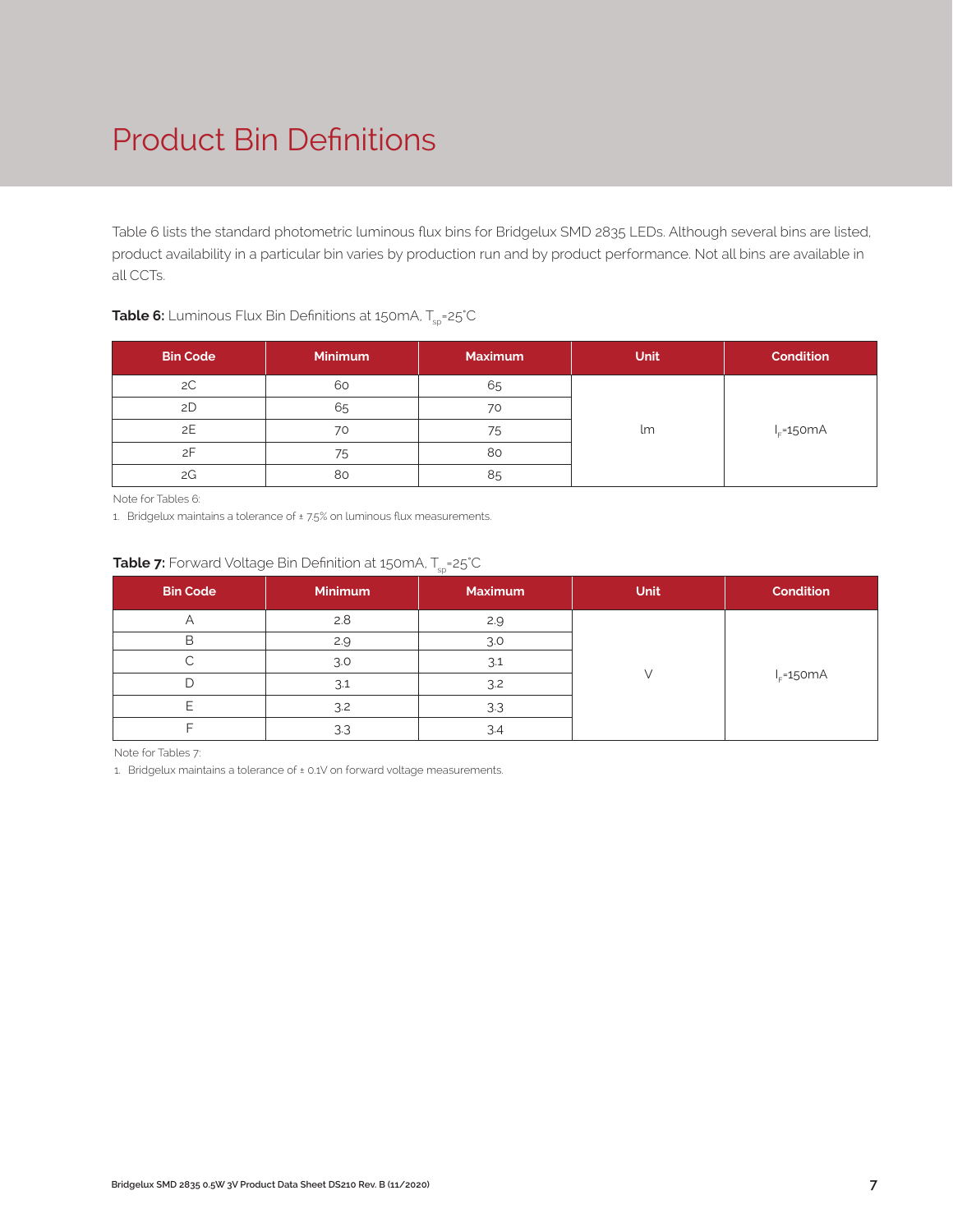# Product Bin Definitions

Table 6 lists the standard photometric luminous flux bins for Bridgelux SMD 2835 LEDs. Although several bins are listed, product availability in a particular bin varies by production run and by product performance. Not all bins are available in all CCTs.

**Table 6:** Luminous Flux Bin Definitions at 150mA, $T_{sp}$=25°C

| Bin Code | Minimum | Maximum | Unit | Condition |
|---|---|---|---|---|
| 2C | 60 | 65 | lm | $I_F$=150mA |
| 2D | 65 | 70 | | |
| 2E | 70 | 75 | | |
| 2F | 75 | 80 | | |
| 2G | 80 | 85 | | |

Note for Tables 6:

1. Bridgelux maintains a tolerance of ± 7.5% on luminous flux measurements.

**Table 7:** Forward Voltage Bin Definition at 150mA, $T_{sp}$=25°C

| Bin Code | Minimum | Maximum | Unit | Condition |
|---|---|---|---|---|
| A | 2.8 | 2.9 | V | $I_F$=150mA |
| B | 2.9 | 3.0 | | |
| C | 3.0 | 3.1 | | |
| D | 3.1 | 3.2 | | |
| E | 3.2 | 3.3 | | |
| F | 3.3 | 3.4 | | |

Note for Tables 7:

1. Bridgelux maintains a tolerance of ± 0.1V on forward voltage measurements.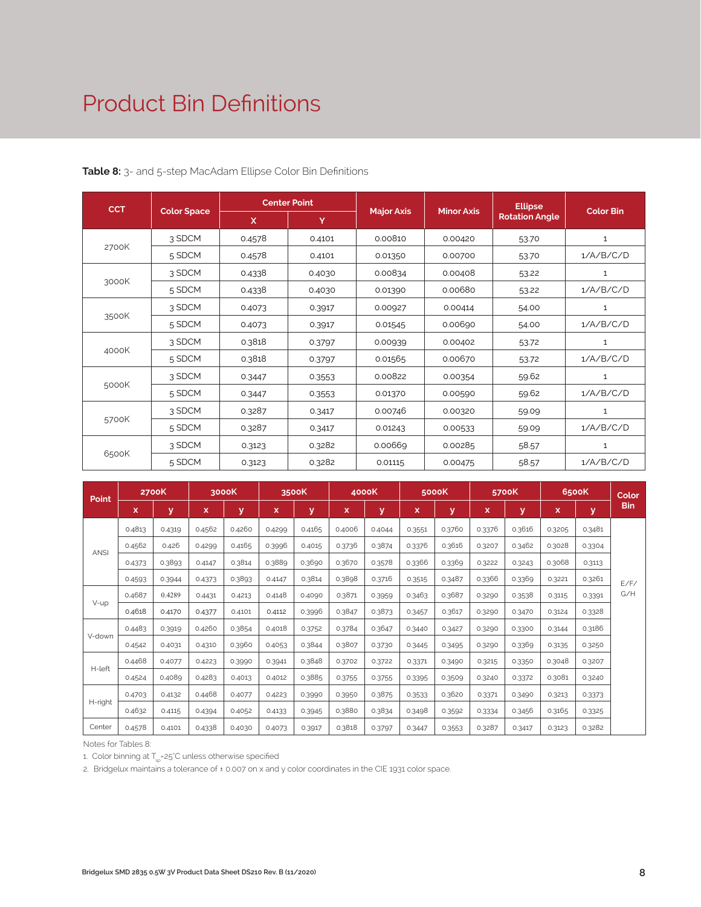# Product Bin Definitions

**Table 8:** 3- and 5-step MacAdam Ellipse Color Bin Definitions

| CCT | Color Space | Center Point | | Major Axis | Minor Axis | Ellipse Rotation Angle | Color Bin |
|---|---|---|---|---|---|---|---|
| | | X | Y | | | | |
| 2700K | 3 SDCM | 0.4578 | 0.4101 | 0.00810 | 0.00420 | 53.70 | 1 |
| | 5 SDCM | 0.4578 | 0.4101 | 0.01350 | 0.00700 | 53.70 | 1/A/B/C/D |
| 3000K | 3 SDCM | 0.4338 | 0.4030 | 0.00834 | 0.00408 | 53.22 | 1 |
| | 5 SDCM | 0.4338 | 0.4030 | 0.01390 | 0.00680 | 53.22 | 1/A/B/C/D |
| 3500K | 3 SDCM | 0.4073 | 0.3917 | 0.00927 | 0.00414 | 54.00 | 1 |
| | 5 SDCM | 0.4073 | 0.3917 | 0.01545 | 0.00690 | 54.00 | 1/A/B/C/D |
| 4000K | 3 SDCM | 0.3818 | 0.3797 | 0.00939 | 0.00402 | 53.72 | 1 |
| | 5 SDCM | 0.3818 | 0.3797 | 0.01565 | 0.00670 | 53.72 | 1/A/B/C/D |
| 5000K | 3 SDCM | 0.3447 | 0.3553 | 0.00822 | 0.00354 | 59.62 | 1 |
| | 5 SDCM | 0.3447 | 0.3553 | 0.01370 | 0.00590 | 59.62 | 1/A/B/C/D |
| 5700K | 3 SDCM | 0.3287 | 0.3417 | 0.00746 | 0.00320 | 59.09 | 1 |
| | 5 SDCM | 0.3287 | 0.3417 | 0.01243 | 0.00533 | 59.09 | 1/A/B/C/D |
| 6500K | 3 SDCM | 0.3123 | 0.3282 | 0.00669 | 0.00285 | 58.57 | 1 |
| | 5 SDCM | 0.3123 | 0.3282 | 0.01115 | 0.00475 | 58.57 | 1/A/B/C/D |

| Point | 2700K | | 3000K | | 3500K | | 4000K | | 5000K | | 5700K | | 6500K | | Color Bin |
|---|---|---|---|---|---|---|---|---|---|---|---|---|---|---|---|
| | x | y | x | y | x | y | x | y | x | y | x | y | x | y | |
| ANSI | 0.4813 | 0.4319 | 0.4562 | 0.4260 | 0.4299 | 0.4165 | 0.4006 | 0.4044 | 0.3551 | 0.3760 | 0.3376 | 0.3616 | 0.3205 | 0.3481 | E/F/G/H |
| | 0.4562 | 0.426 | 0.4299 | 0.4165 | 0.3996 | 0.4015 | 0.3736 | 0.3874 | 0.3376 | 0.3616 | 0.3207 | 0.3462 | 0.3028 | 0.3304 | |
| | 0.4373 | 0.3893 | 0.4147 | 0.3814 | 0.3889 | 0.3690 | 0.3670 | 0.3578 | 0.3366 | 0.3369 | 0.3222 | 0.3243 | 0.3068 | 0.3113 | |
| | 0.4593 | 0.3944 | 0.4373 | 0.3893 | 0.4147 | 0.3814 | 0.3898 | 0.3716 | 0.3515 | 0.3487 | 0.3366 | 0.3369 | 0.3221 | 0.3261 | |
| V-up | 0.4687 | 0.4289 | 0.4431 | 0.4213 | 0.4148 | 0.4090 | 0.3871 | 0.3959 | 0.3463 | 0.3687 | 0.3290 | 0.3538 | 0.3115 | 0.3391 | |
| | 0.4618 | 0.4170 | 0.4377 | 0.4101 | 0.4112 | 0.3996 | 0.3847 | 0.3873 | 0.3457 | 0.3617 | 0.3290 | 0.3470 | 0.3124 | 0.3328 | |
| V-down | 0.4483 | 0.3919 | 0.4260 | 0.3854 | 0.4018 | 0.3752 | 0.3784 | 0.3647 | 0.3440 | 0.3427 | 0.3290 | 0.3300 | 0.3144 | 0.3186 | |
| | 0.4542 | 0.4031 | 0.4310 | 0.3960 | 0.4053 | 0.3844 | 0.3807 | 0.3730 | 0.3445 | 0.3495 | 0.3290 | 0.3369 | 0.3135 | 0.3250 | |
| H-left | 0.4468 | 0.4077 | 0.4223 | 0.3990 | 0.3941 | 0.3848 | 0.3702 | 0.3722 | 0.3371 | 0.3490 | 0.3215 | 0.3350 | 0.3048 | 0.3207 | |
| | 0.4524 | 0.4089 | 0.4283 | 0.4013 | 0.4012 | 0.3885 | 0.3755 | 0.3755 | 0.3395 | 0.3509 | 0.3240 | 0.3372 | 0.3081 | 0.3240 | |
| H-right | 0.4703 | 0.4132 | 0.4468 | 0.4077 | 0.4223 | 0.3990 | 0.3950 | 0.3875 | 0.3533 | 0.3620 | 0.3371 | 0.3490 | 0.3213 | 0.3373 | |
| | 0.4632 | 0.4115 | 0.4394 | 0.4052 | 0.4133 | 0.3945 | 0.3880 | 0.3834 | 0.3498 | 0.3592 | 0.3334 | 0.3456 | 0.3165 | 0.3325 | |
| Center | 0.4578 | 0.4101 | 0.4338 | 0.4030 | 0.4073 | 0.3917 | 0.3818 | 0.3797 | 0.3447 | 0.3553 | 0.3287 | 0.3417 | 0.3123 | 0.3282 | |

Notes for Tables 8:

1. Color binning at $T_{sp}$=25°C unless otherwise specified
2. Bridgelux maintains a tolerance of ± 0.007 on x and y color coordinates in the CIE 1931 color space.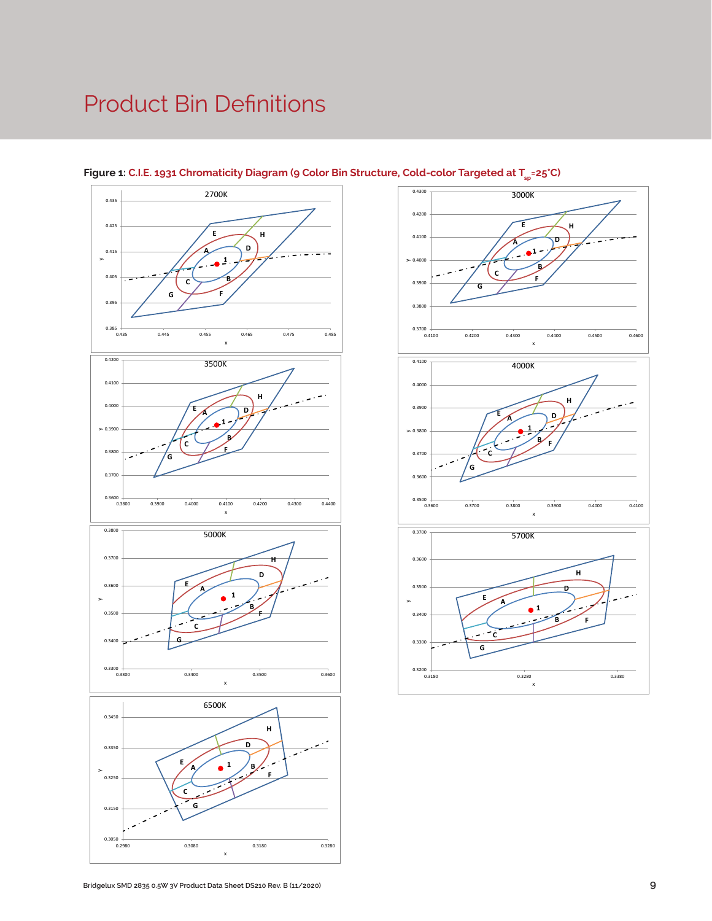# Product Bin Definitions

**Figure 1:** C.I.E. 1931 Chromaticity Diagram (9 Color Bin Structure, Cold-color Targeted at $T_{sp}$=25˚C)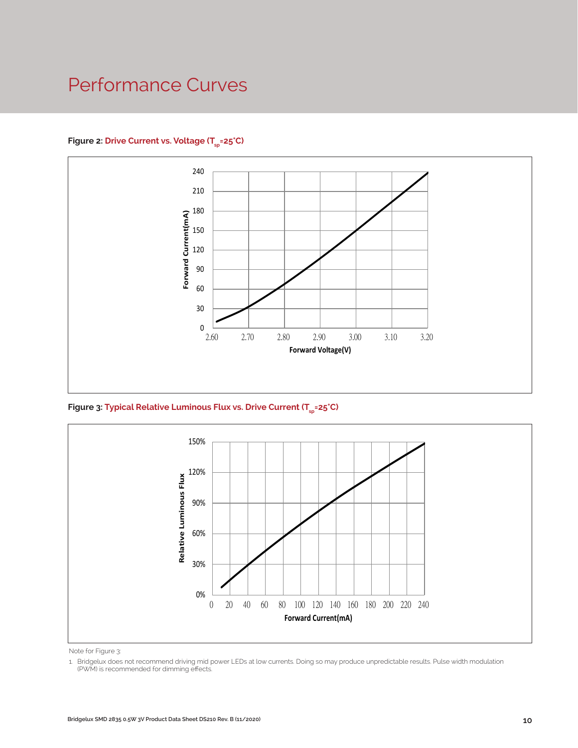# Performance Curves

**Figure 2: Drive Current vs. Voltage ($T_{sp}$=25°C)**

**Figure 3: Typical Relative Luminous Flux vs. Drive Current ($T_{sp}$=25°C)**

Note for Figure 3:

1. Bridgelux does not recommend driving mid power LEDs at low currents. Doing so may produce unpredictable results. Pulse width modulation (PWM) is recommended for dimming effects.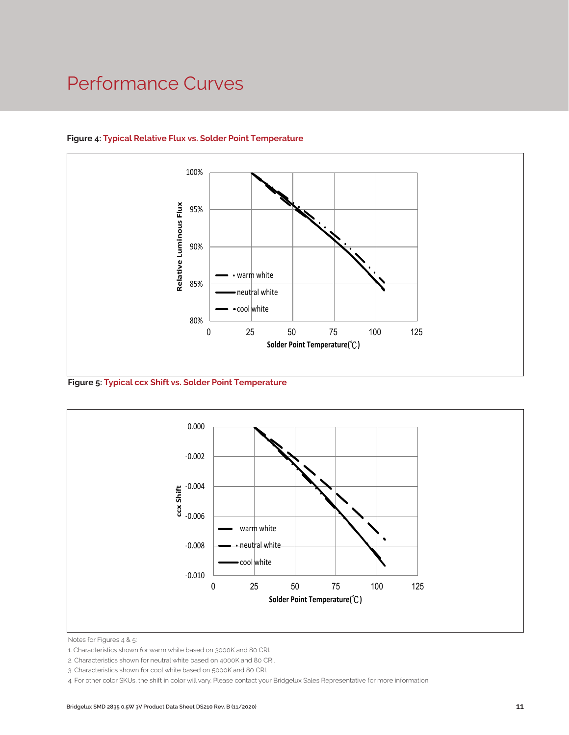# Performance Curves

**Figure 4: Typical Relative Flux vs. Solder Point Temperature**

**Figure 5: Typical ccx Shift vs. Solder Point Temperature**

Notes for Figures 4 & 5:

1. Characteristics shown for warm white based on 3000K and 80 CRI.
2. Characteristics shown for neutral white based on 4000K and 80 CRI.
3. Characteristics shown for cool white based on 5000K and 80 CRI.
4. For other color SKUs, the shift in color will vary. Please contact your Bridgelux Sales Representative for more information.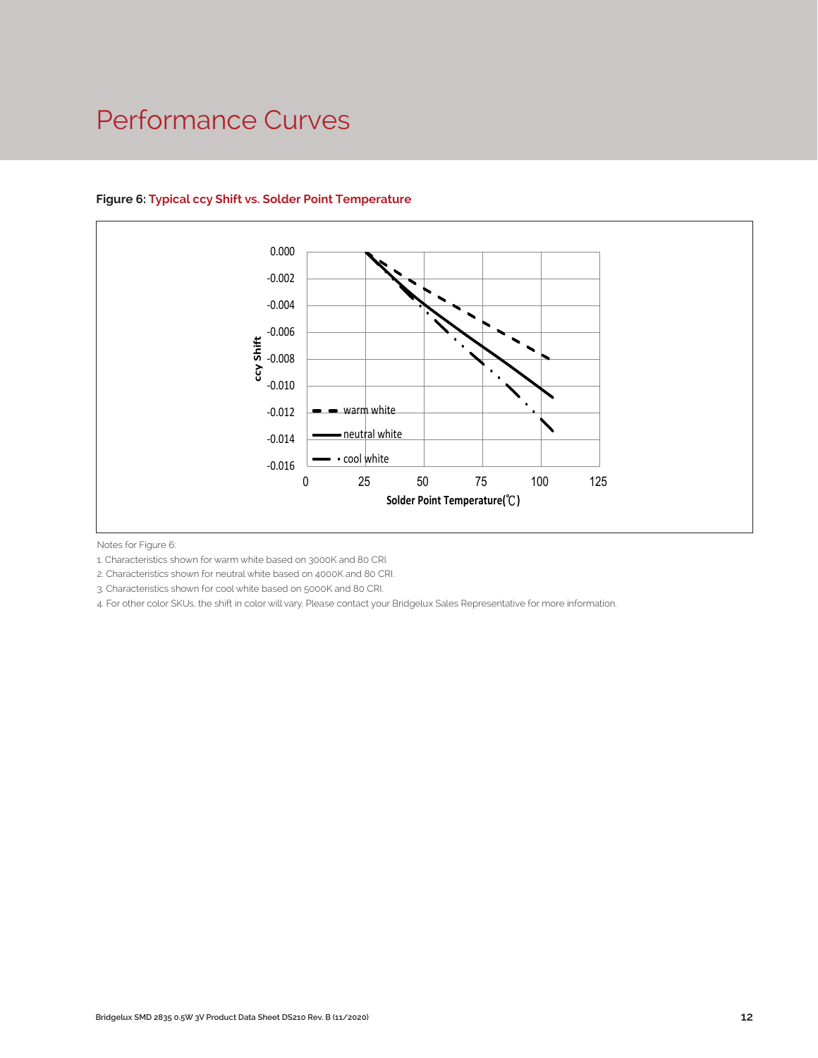# Performance Curves

**Figure 6: Typical ccy Shift vs. Solder Point Temperature**

Notes for Figure 6:

1. Characteristics shown for warm white based on 3000K and 80 CRI.
2. Characteristics shown for neutral white based on 4000K and 80 CRI.
3. Characteristics shown for cool white based on 5000K and 80 CRI.
4. For other color SKUs, the shift in color will vary. Please contact your Bridgelux Sales Representative for more information.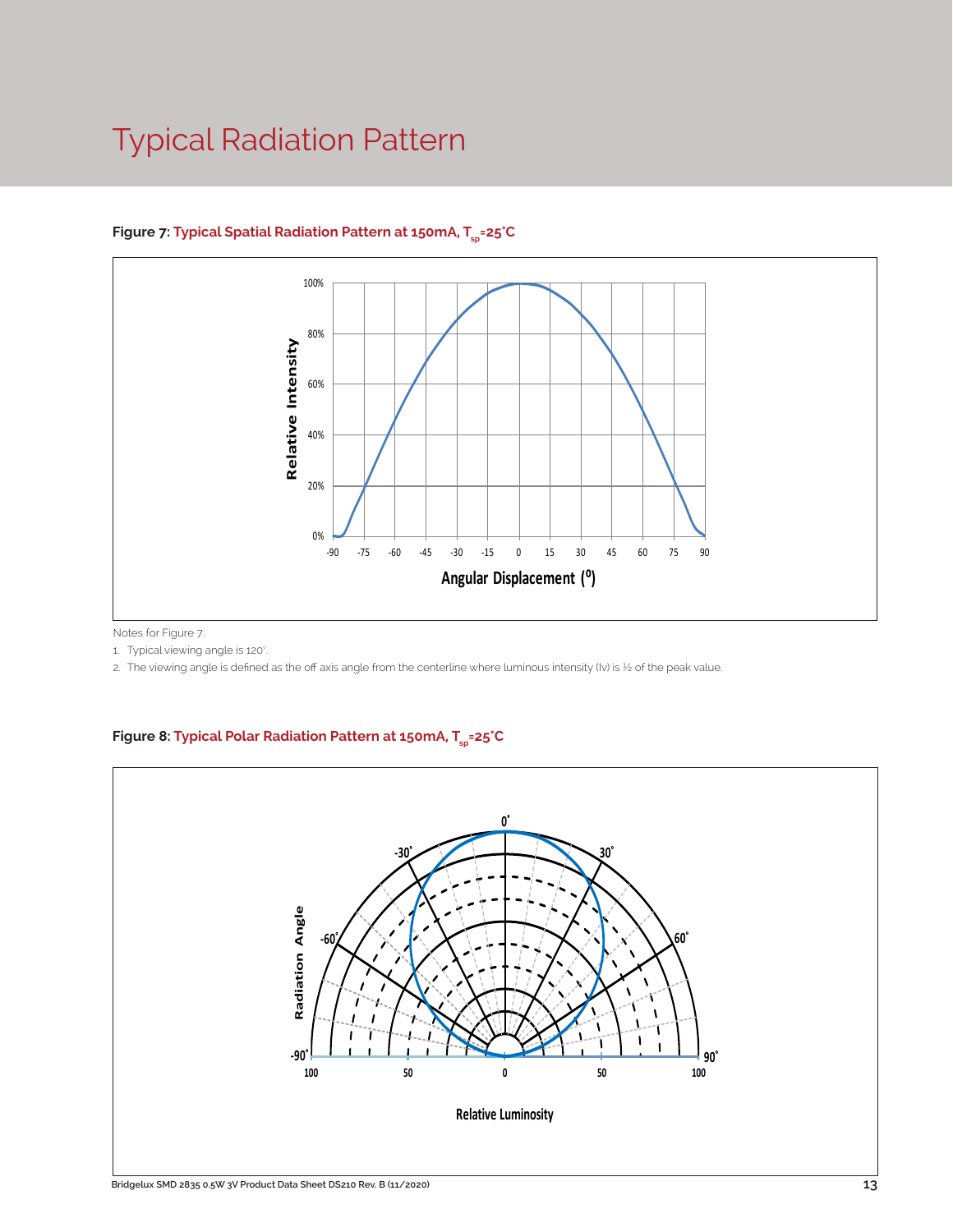# Typical Radiation Pattern

**Figure 7: Typical Spatial Radiation Pattern at 150mA, $T_{sp}$=25°C**

Notes for Figure 7:

1. Typical viewing angle is 120°.
2. The viewing angle is defined as the off axis angle from the centerline where luminous intensity (Iv) is ½ of the peak value.

**Figure 8: Typical Polar Radiation Pattern at 150mA, $T_{sp}$=25°C**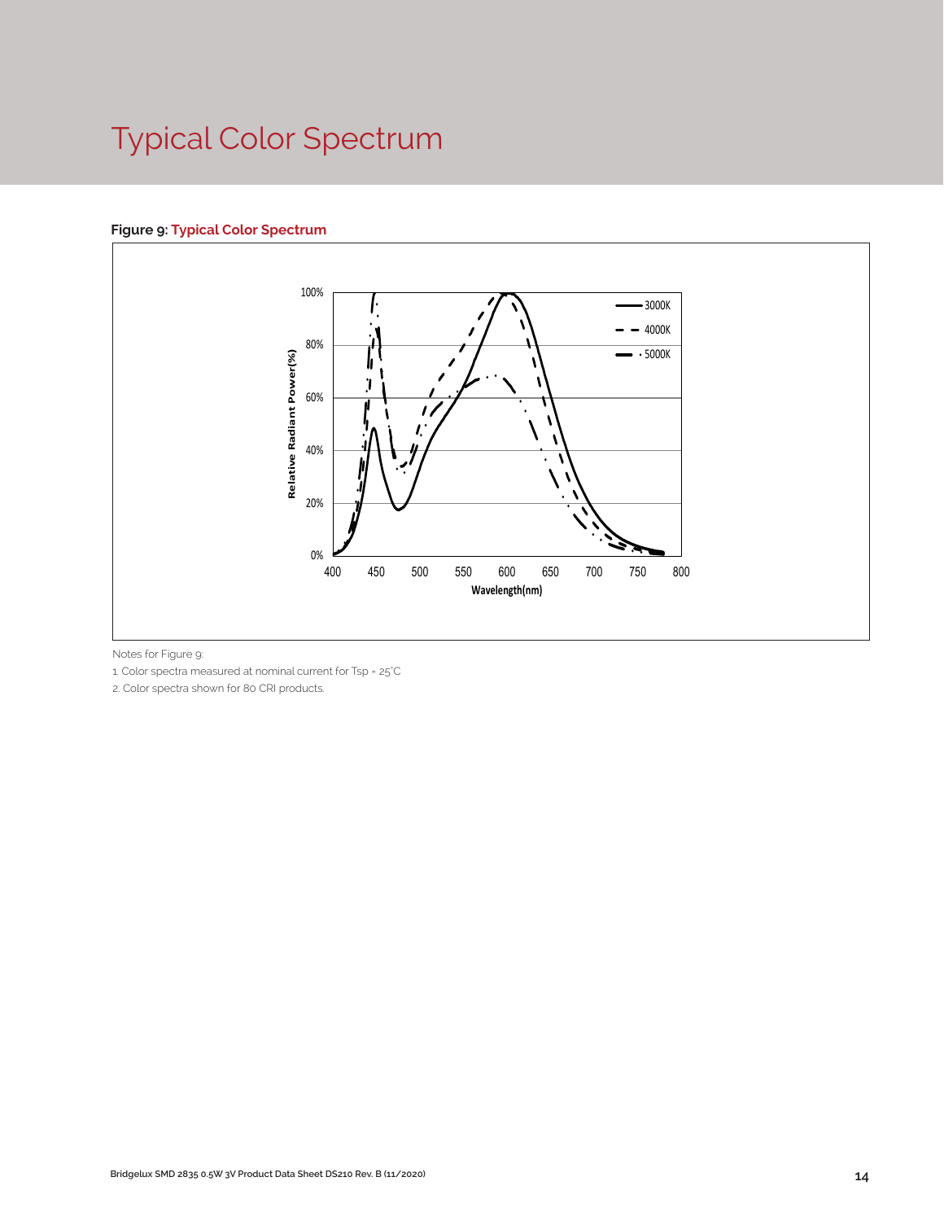# Typical Color Spectrum

**Figure 9: Typical Color Spectrum**

Notes for Figure 9:

1. Color spectra measured at nominal current for Tsp = 25°C
2. Color spectra shown for 80 CRI products.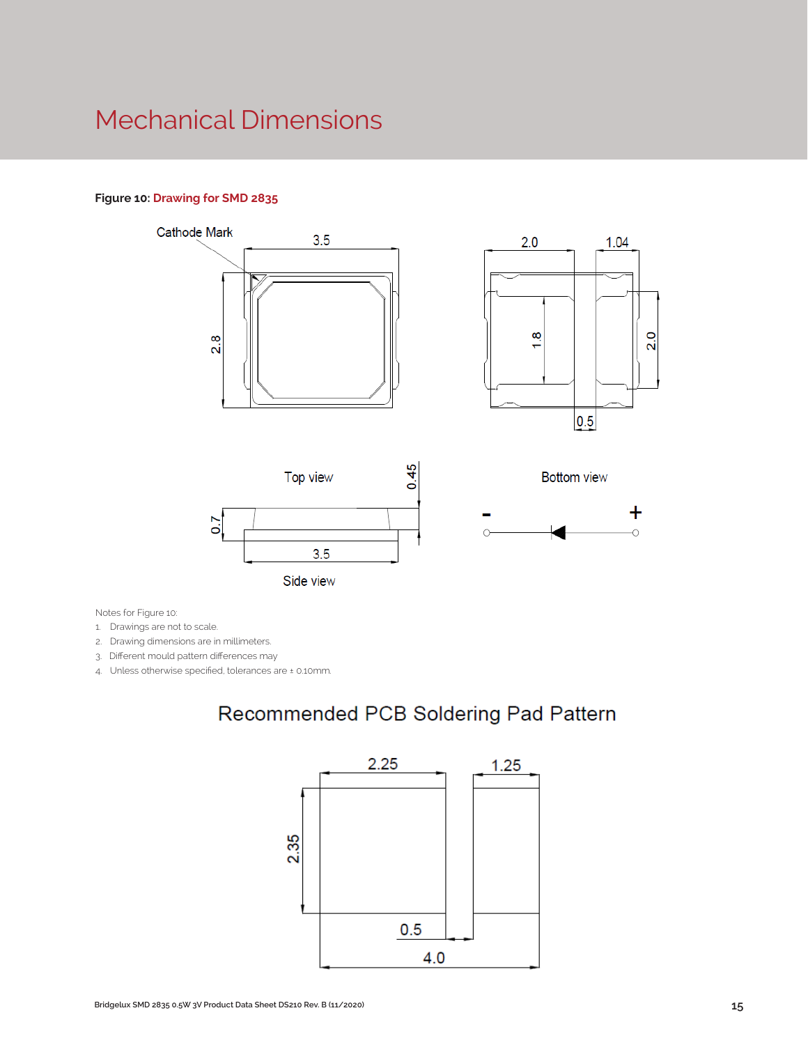# Mechanical Dimensions

**Figure 10:** Drawing for SMD 2835

Cathode Mark

3.5

2.8

2.0 1.04

1.8

2.0

0.5

Top view

Bottom view

0.45

0.7

3.5

Side view

\- +

Notes for Figure 10:

1. Drawings are not to scale.
2. Drawing dimensions are in millimeters.
3. Different mould pattern differences may
4. Unless otherwise specified, tolerances are ± 0.10mm.

## Recommended PCB Soldering Pad Pattern

2.25 1.25

2.35

0.5

4.0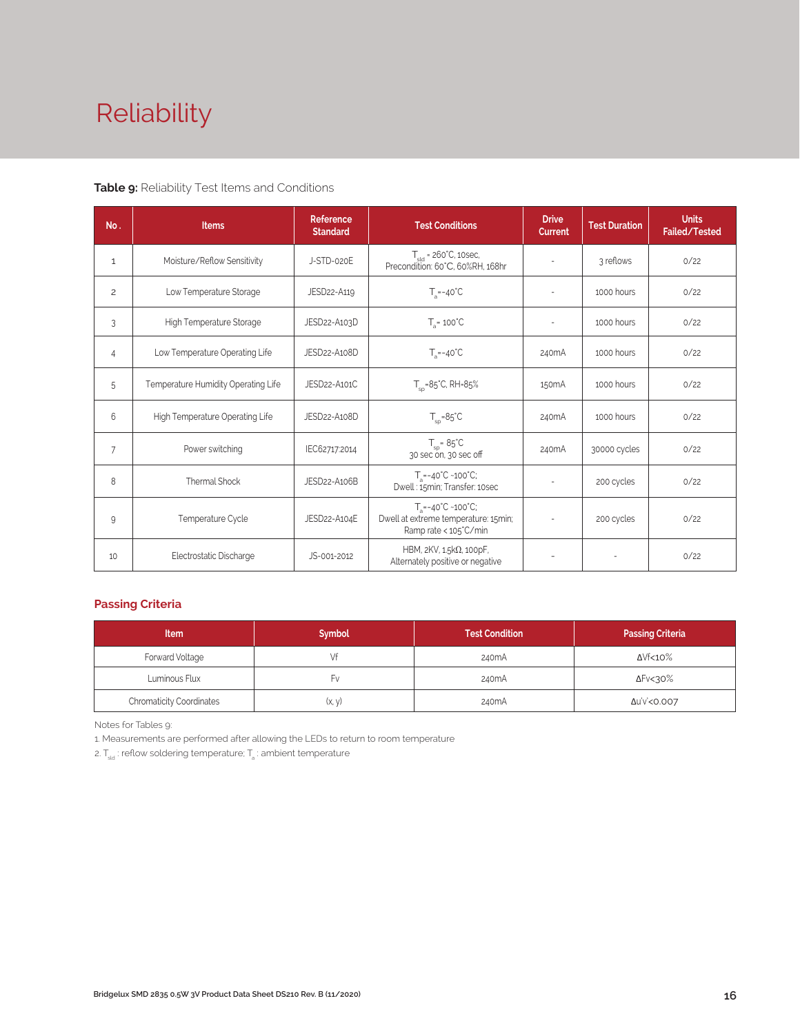# Reliability

**Table 9:** Reliability Test Items and Conditions

| No. | Items | Reference Standard | Test Conditions | Drive Current | Test Duration | Units Failed/Tested |
|---|---|---|---|---|---|---|
| 1 | Moisture/Reflow Sensitivity | J-STD-020E | $T_{sld}$ = 260°C, 10sec, Precondition: 60°C, 60%RH, 168hr | - | 3 reflows | 0/22 |
| 2 | Low Temperature Storage | JESD22-A119 | $T_a$=-40°C | - | 1000 hours | 0/22 |
| 3 | High Temperature Storage | JESD22-A103D | $T_a$= 100°C | - | 1000 hours | 0/22 |
| 4 | Low Temperature Operating Life | JESD22-A108D | $T_a$=-40°C | 240mA | 1000 hours | 0/22 |
| 5 | Temperature Humidity Operating Life | JESD22-A101C | $T_{sp}$=85°C, RH=85% | 150mA | 1000 hours | 0/22 |
| 6 | High Temperature Operating Life | JESD22-A108D | $T_{sp}$=85°C | 240mA | 1000 hours | 0/22 |
| 7 | Power switching | IEC62717:2014 | $T_{sp}$= 85°C 30 sec on, 30 sec off | 240mA | 30000 cycles | 0/22 |
| 8 | Thermal Shock | JESD22-A106B | $T_a$=-40°C ~100°C; Dwell : 15min; Transfer: 10sec | - | 200 cycles | 0/22 |
| 9 | Temperature Cycle | JESD22-A104E | $T_a$=-40°C ~100°C; Dwell at extreme temperature: 15min; Ramp rate < 105°C/min | - | 200 cycles | 0/22 |
| 10 | Electrostatic Discharge | JS-001-2012 | HBM, 2KV, 1.5kΩ, 100pF, Alternately positive or negative | - | - | 0/22 |

## Passing Criteria

| Item | Symbol | Test Condition | Passing Criteria |
|---|---|---|---|
| Forward Voltage | Vf | 240mA | ΔVf<10% |
| Luminous Flux | Fv | 240mA | ΔFv<30% |
| Chromaticity Coordinates | (x, y) | 240mA | Δu'v'<0.007 |

Notes for Tables 9:

1. Measurements are performed after allowing the LEDs to return to room temperature
2. $T_{sld}$ : reflow soldering temperature; $T_a$ : ambient temperature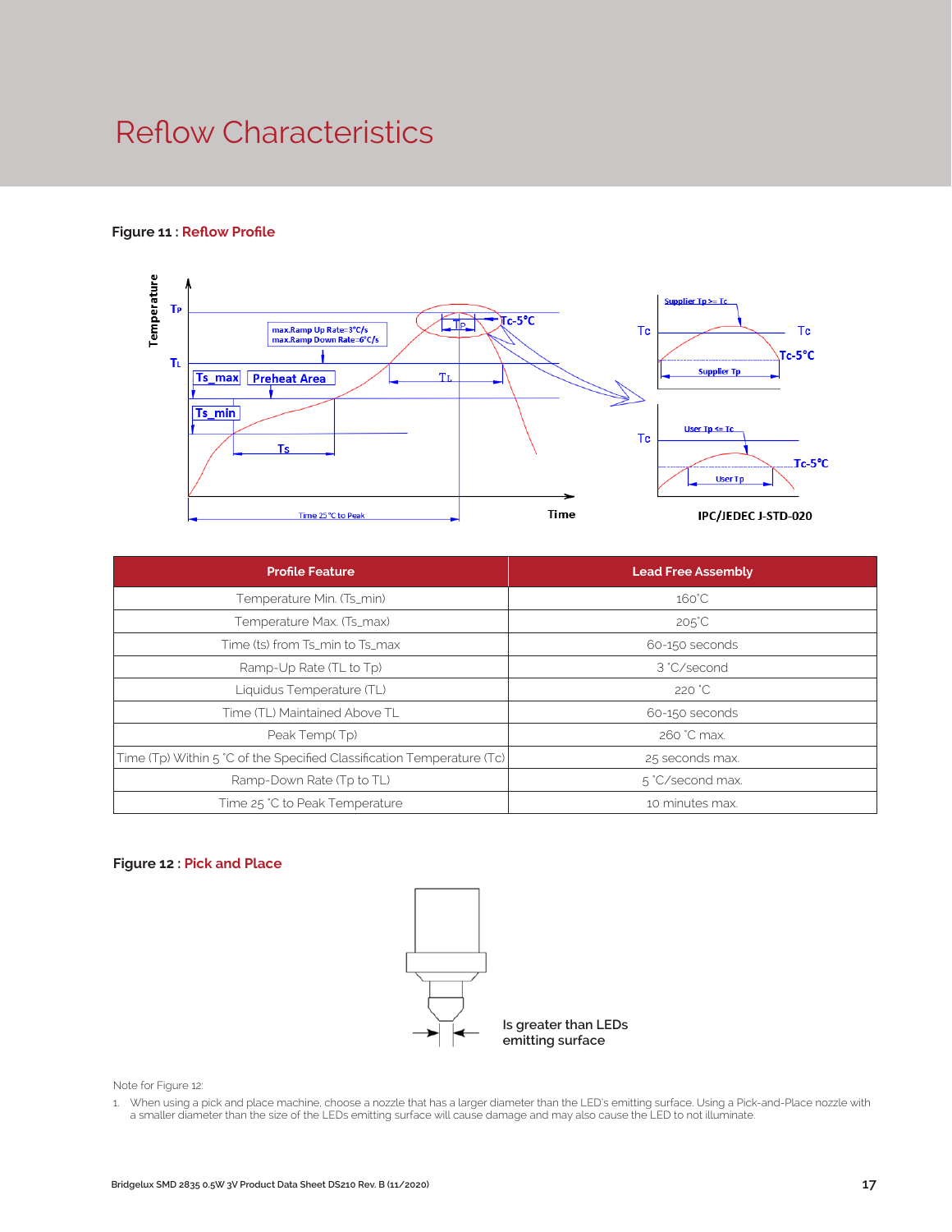# Reflow Characteristics

**Figure 11 : Reflow Profile**

| Profile Feature | Lead Free Assembly |
|---|---|
| Temperature Min. (Ts_min) | 160°C |
| Temperature Max. (Ts_max) | 205°C |
| Time (ts) from Ts_min to Ts_max | 60-150 seconds |
| Ramp-Up Rate (TL to Tp) | 3 °C/second |
| Liquidus Temperature (TL) | 220 °C |
| Time (TL) Maintained Above TL | 60-150 seconds |
| Peak Temp( Tp) | 260 °C max. |
| Time (Tp) Within 5 °C of the Specified Classification Temperature (Tc) | 25 seconds max. |
| Ramp-Down Rate (Tp to TL) | 5 °C/second max. |
| Time 25 °C to Peak Temperature | 10 minutes max. |

**Figure 12 : Pick and Place**

Is greater than LEDs emitting surface

Note for Figure 12:

1. When using a pick and place machine, choose a nozzle that has a larger diameter than the LED's emitting surface. Using a Pick-and-Place nozzle with a smaller diameter than the size of the LEDs emitting surface will cause damage and may also cause the LED to not illuminate.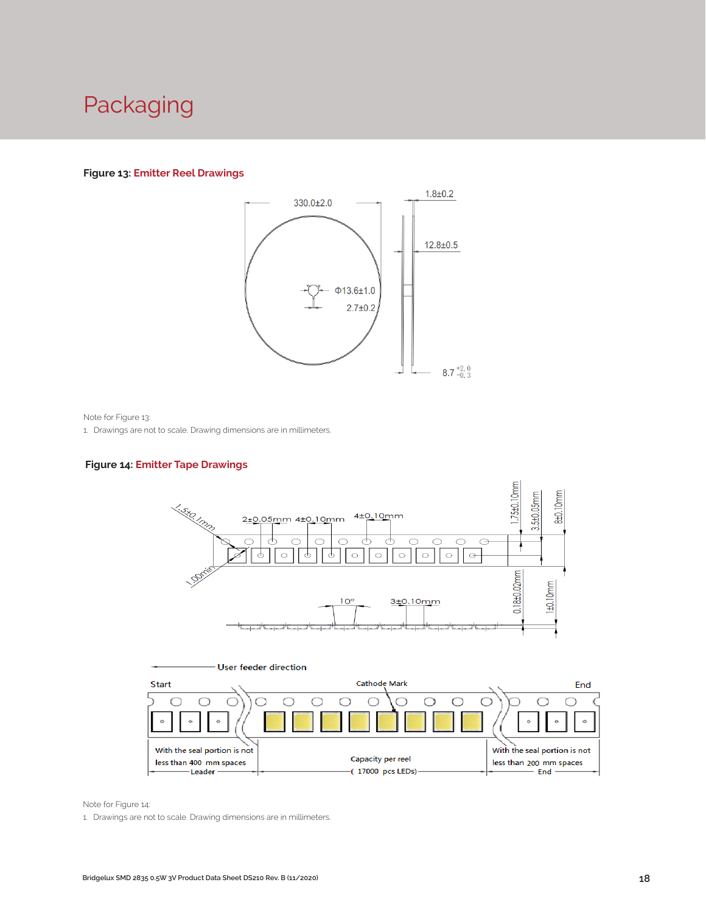# Packaging

**Figure 13: Emitter Reel Drawings**

Note for Figure 13:

1. Drawings are not to scale. Drawing dimensions are in millimeters.

**Figure 14: Emitter Tape Drawings**

Note for Figure 14:

1. Drawings are not to scale. Drawing dimensions are in millimeters.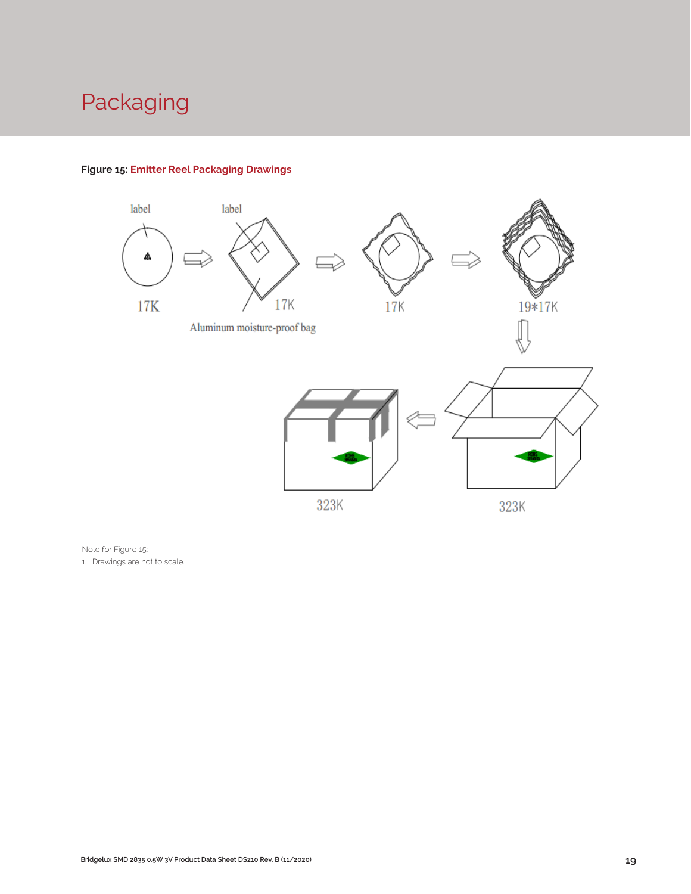# Packaging

**Figure 15: Emitter Reel Packaging Drawings**

label

label

17K

17K

Aluminum moisture-proof bag

17K

19*17K

323K

323K

Note for Figure 15:

1. Drawings are not to scale.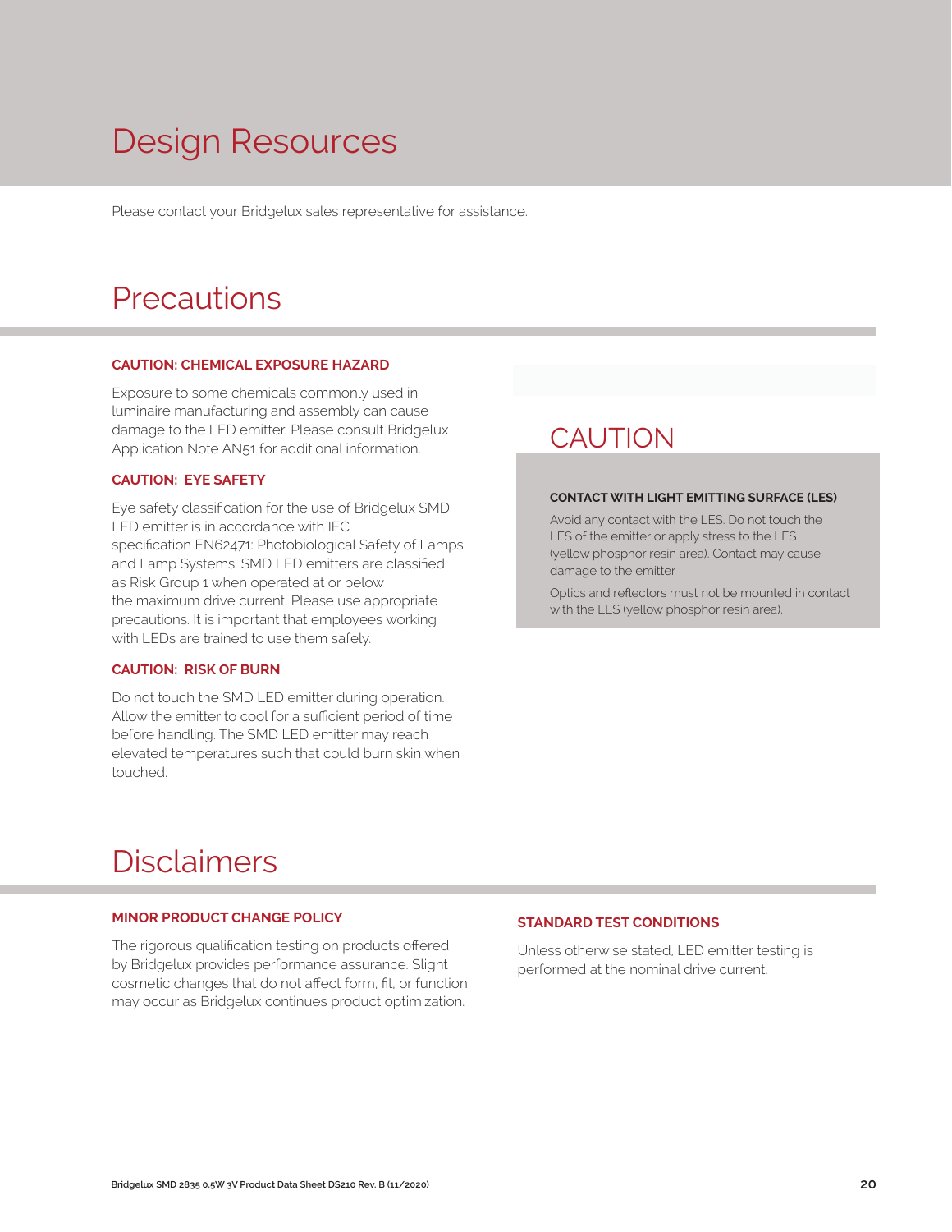# Design Resources

Please contact your Bridgelux sales representative for assistance.

# Precautions

### CAUTION: CHEMICAL EXPOSURE HAZARD

Exposure to some chemicals commonly used in luminaire manufacturing and assembly can cause damage to the LED emitter. Please consult Bridgelux Application Note AN51 for additional information.

### CAUTION: EYE SAFETY

Eye safety classification for the use of Bridgelux SMD LED emitter is in accordance with IEC specification EN62471: Photobiological Safety of Lamps and Lamp Systems. SMD LED emitters are classified as Risk Group 1 when operated at or below the maximum drive current. Please use appropriate precautions. It is important that employees working with LEDs are trained to use them safely.

### CAUTION: RISK OF BURN

Do not touch the SMD LED emitter during operation. Allow the emitter to cool for a sufficient period of time before handling. The SMD LED emitter may reach elevated temperatures such that could burn skin when touched.

## CAUTION

**CONTACT WITH LIGHT EMITTING SURFACE (LES)**

Avoid any contact with the LES. Do not touch the LES of the emitter or apply stress to the LES (yellow phosphor resin area). Contact may cause damage to the emitter

Optics and reflectors must not be mounted in contact with the LES (yellow phosphor resin area).

# Disclaimers

### MINOR PRODUCT CHANGE POLICY

The rigorous qualification testing on products offered by Bridgelux provides performance assurance. Slight cosmetic changes that do not affect form, fit, or function may occur as Bridgelux continues product optimization.

### STANDARD TEST CONDITIONS

Unless otherwise stated, LED emitter testing is performed at the nominal drive current.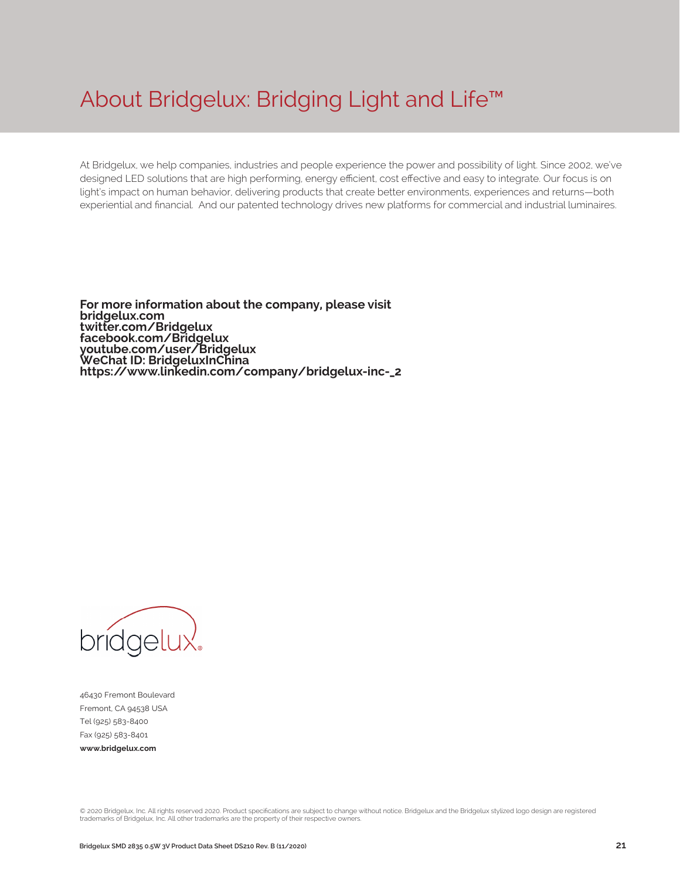# About Bridgelux: Bridging Light and Life™

At Bridgelux, we help companies, industries and people experience the power and possibility of light. Since 2002, we've designed LED solutions that are high performing, energy efficient, cost effective and easy to integrate. Our focus is on light's impact on human behavior, delivering products that create better environments, experiences and returns—both experiential and financial. And our patented technology drives new platforms for commercial and industrial luminaires.

**For more information about the company, please visit**
**bridgelux.com**
**twitter.com/Bridgelux**
**facebook.com/Bridgelux**
**youtube.com/user/Bridgelux**
**WeChat ID: BridgeluxInChina**
**https://www.linkedin.com/company/bridgelux-inc-_2**

46430 Fremont Boulevard
Fremont, CA 94538 USA
Tel (925) 583-8400
Fax (925) 583-8401
**www.bridgelux.com**

© 2020 Bridgelux, Inc. All rights reserved 2020. Product specifications are subject to change without notice. Bridgelux and the Bridgelux stylized logo design are registered trademarks of Bridgelux, Inc. All other trademarks are the property of their respective owners.